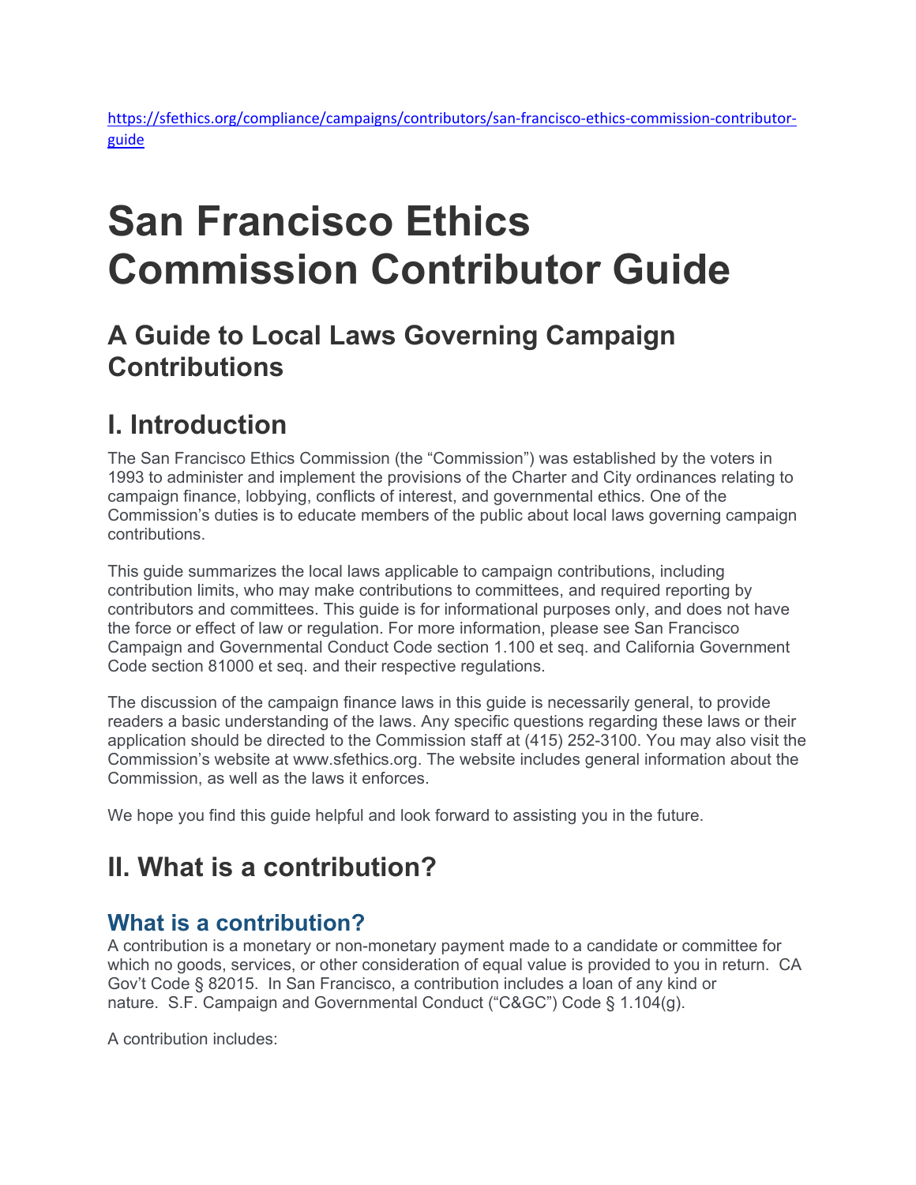https://sfethics.org/compliance/campaigns/contributors/san-francisco-ethics-commission-contributor-guide

# San Francisco Ethics Commission Contributor Guide

## A Guide to Local Laws Governing Campaign Contributions

## I. Introduction

The San Francisco Ethics Commission (the "Commission") was established by the voters in 1993 to administer and implement the provisions of the Charter and City ordinances relating to campaign finance, lobbying, conflicts of interest, and governmental ethics. One of the Commission's duties is to educate members of the public about local laws governing campaign contributions.

This guide summarizes the local laws applicable to campaign contributions, including contribution limits, who may make contributions to committees, and required reporting by contributors and committees. This guide is for informational purposes only, and does not have the force or effect of law or regulation. For more information, please see San Francisco Campaign and Governmental Conduct Code section 1.100 et seq. and California Government Code section 81000 et seq. and their respective regulations.

The discussion of the campaign finance laws in this guide is necessarily general, to provide readers a basic understanding of the laws. Any specific questions regarding these laws or their application should be directed to the Commission staff at (415) 252-3100. You may also visit the Commission's website at www.sfethics.org. The website includes general information about the Commission, as well as the laws it enforces.

We hope you find this guide helpful and look forward to assisting you in the future.

## II. What is a contribution?

### What is a contribution?

A contribution is a monetary or non-monetary payment made to a candidate or committee for which no goods, services, or other consideration of equal value is provided to you in return. CA Gov't Code § 82015. In San Francisco, a contribution includes a loan of any kind or nature. S.F. Campaign and Governmental Conduct ("C&GC") Code § 1.104(g).

A contribution includes: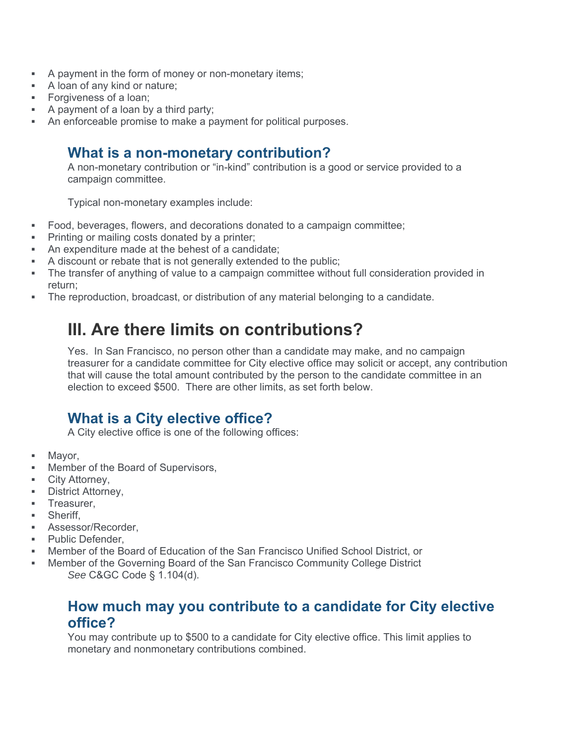- A payment in the form of money or non-monetary items;
- A loan of any kind or nature;
- Forgiveness of a loan;
- A payment of a loan by a third party;
- An enforceable promise to make a payment for political purposes.

### What is a non-monetary contribution?

A non-monetary contribution or "in-kind" contribution is a good or service provided to a campaign committee.

Typical non-monetary examples include:

- Food, beverages, flowers, and decorations donated to a campaign committee;
- Printing or mailing costs donated by a printer;
- An expenditure made at the behest of a candidate;
- A discount or rebate that is not generally extended to the public;
- The transfer of anything of value to a campaign committee without full consideration provided in return;
- The reproduction, broadcast, or distribution of any material belonging to a candidate.

## III. Are there limits on contributions?

Yes. In San Francisco, no person other than a candidate may make, and no campaign treasurer for a candidate committee for City elective office may solicit or accept, any contribution that will cause the total amount contributed by the person to the candidate committee in an election to exceed $500. There are other limits, as set forth below.

### What is a City elective office?

A City elective office is one of the following offices:

- Mayor,
- Member of the Board of Supervisors,
- City Attorney,
- District Attorney,
- Treasurer,
- Sheriff,
- Assessor/Recorder,
- Public Defender,
- Member of the Board of Education of the San Francisco Unified School District, or
- Member of the Governing Board of the San Francisco Community College District

*See* C&GC Code § 1.104(d).

### How much may you contribute to a candidate for City elective office?

You may contribute up to $500 to a candidate for City elective office. This limit applies to monetary and nonmonetary contributions combined.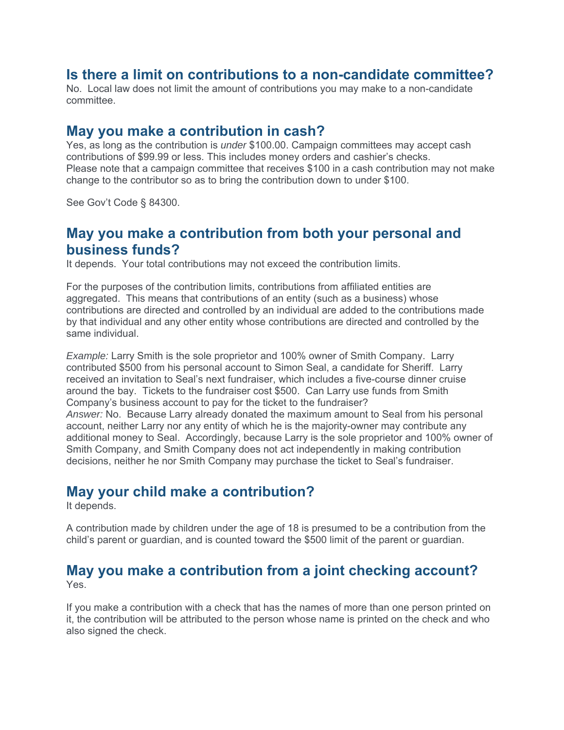## Is there a limit on contributions to a non-candidate committee?

No. Local law does not limit the amount of contributions you may make to a non-candidate committee.

## May you make a contribution in cash?

Yes, as long as the contribution is *under* $100.00. Campaign committees may accept cash contributions of $99.99 or less. This includes money orders and cashier's checks.
Please note that a campaign committee that receives $100 in a cash contribution may not make change to the contributor so as to bring the contribution down to under $100.

See Gov't Code § 84300.

## May you make a contribution from both your personal and business funds?

It depends. Your total contributions may not exceed the contribution limits.

For the purposes of the contribution limits, contributions from affiliated entities are aggregated. This means that contributions of an entity (such as a business) whose contributions are directed and controlled by an individual are added to the contributions made by that individual and any other entity whose contributions are directed and controlled by the same individual.

*Example:* Larry Smith is the sole proprietor and 100% owner of Smith Company. Larry contributed $500 from his personal account to Simon Seal, a candidate for Sheriff. Larry received an invitation to Seal's next fundraiser, which includes a five-course dinner cruise around the bay. Tickets to the fundraiser cost $500. Can Larry use funds from Smith Company's business account to pay for the ticket to the fundraiser?
*Answer:* No. Because Larry already donated the maximum amount to Seal from his personal account, neither Larry nor any entity of which he is the majority-owner may contribute any additional money to Seal. Accordingly, because Larry is the sole proprietor and 100% owner of Smith Company, and Smith Company does not act independently in making contribution decisions, neither he nor Smith Company may purchase the ticket to Seal's fundraiser.

## May your child make a contribution?

It depends.

A contribution made by children under the age of 18 is presumed to be a contribution from the child's parent or guardian, and is counted toward the $500 limit of the parent or guardian.

## May you make a contribution from a joint checking account?

Yes.

If you make a contribution with a check that has the names of more than one person printed on it, the contribution will be attributed to the person whose name is printed on the check and who also signed the check.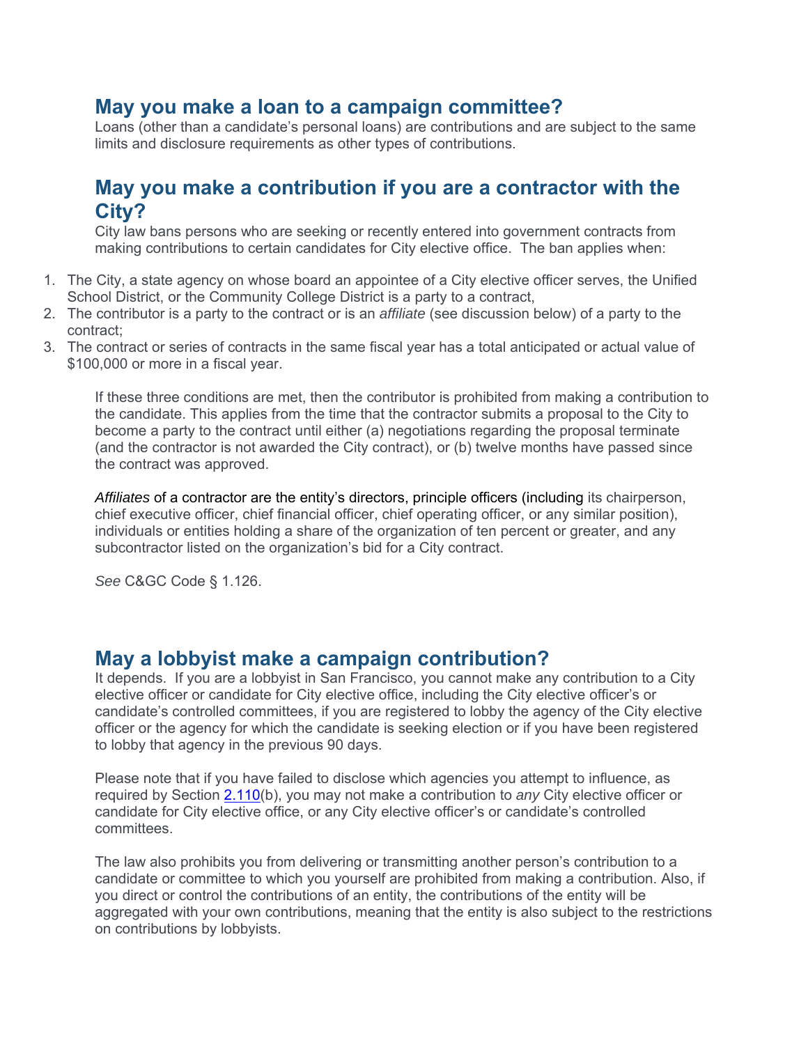## May you make a loan to a campaign committee?

Loans (other than a candidate's personal loans) are contributions and are subject to the same limits and disclosure requirements as other types of contributions.

## May you make a contribution if you are a contractor with the City?

City law bans persons who are seeking or recently entered into government contracts from making contributions to certain candidates for City elective office. The ban applies when:

1. The City, a state agency on whose board an appointee of a City elective officer serves, the Unified School District, or the Community College District is a party to a contract,
2. The contributor is a party to the contract or is an *affiliate* (see discussion below) of a party to the contract;
3. The contract or series of contracts in the same fiscal year has a total anticipated or actual value of $100,000 or more in a fiscal year.

If these three conditions are met, then the contributor is prohibited from making a contribution to the candidate. This applies from the time that the contractor submits a proposal to the City to become a party to the contract until either (a) negotiations regarding the proposal terminate (and the contractor is not awarded the City contract), or (b) twelve months have passed since the contract was approved.

*Affiliates* of a contractor are the entity's directors, principle officers (including its chairperson, chief executive officer, chief financial officer, chief operating officer, or any similar position), individuals or entities holding a share of the organization of ten percent or greater, and any subcontractor listed on the organization's bid for a City contract.

*See* C&GC Code § 1.126.

## May a lobbyist make a campaign contribution?

It depends. If you are a lobbyist in San Francisco, you cannot make any contribution to a City elective officer or candidate for City elective office, including the City elective officer's or candidate's controlled committees, if you are registered to lobby the agency of the City elective officer or the agency for which the candidate is seeking election or if you have been registered to lobby that agency in the previous 90 days.

Please note that if you have failed to disclose which agencies you attempt to influence, as required by Section 2.110(b), you may not make a contribution to *any* City elective officer or candidate for City elective office, or any City elective officer's or candidate's controlled committees.

The law also prohibits you from delivering or transmitting another person's contribution to a candidate or committee to which you yourself are prohibited from making a contribution. Also, if you direct or control the contributions of an entity, the contributions of the entity will be aggregated with your own contributions, meaning that the entity is also subject to the restrictions on contributions by lobbyists.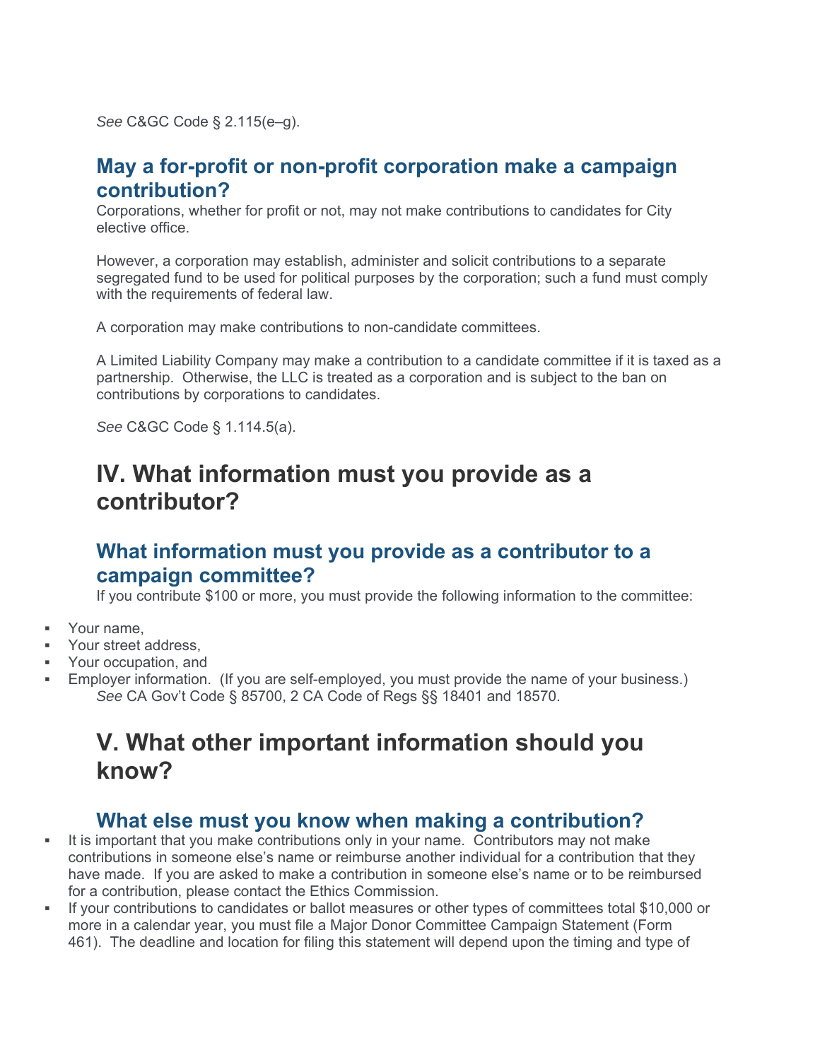*See* C&GC Code § 2.115(e–g).

### May a for-profit or non-profit corporation make a campaign contribution?

Corporations, whether for profit or not, may not make contributions to candidates for City elective office.

However, a corporation may establish, administer and solicit contributions to a separate segregated fund to be used for political purposes by the corporation; such a fund must comply with the requirements of federal law.

A corporation may make contributions to non-candidate committees.

A Limited Liability Company may make a contribution to a candidate committee if it is taxed as a partnership. Otherwise, the LLC is treated as a corporation and is subject to the ban on contributions by corporations to candidates.

*See* C&GC Code § 1.114.5(a).

## IV. What information must you provide as a contributor?

### What information must you provide as a contributor to a campaign committee?

If you contribute $100 or more, you must provide the following information to the committee:

- Your name,
- Your street address,
- Your occupation, and
- Employer information. (If you are self-employed, you must provide the name of your business.)

*See* CA Gov't Code § 85700, 2 CA Code of Regs §§ 18401 and 18570.

## V. What other important information should you know?

### What else must you know when making a contribution?

- It is important that you make contributions only in your name. Contributors may not make contributions in someone else's name or reimburse another individual for a contribution that they have made. If you are asked to make a contribution in someone else's name or to be reimbursed for a contribution, please contact the Ethics Commission.
- If your contributions to candidates or ballot measures or other types of committees total $10,000 or more in a calendar year, you must file a Major Donor Committee Campaign Statement (Form 461). The deadline and location for filing this statement will depend upon the timing and type of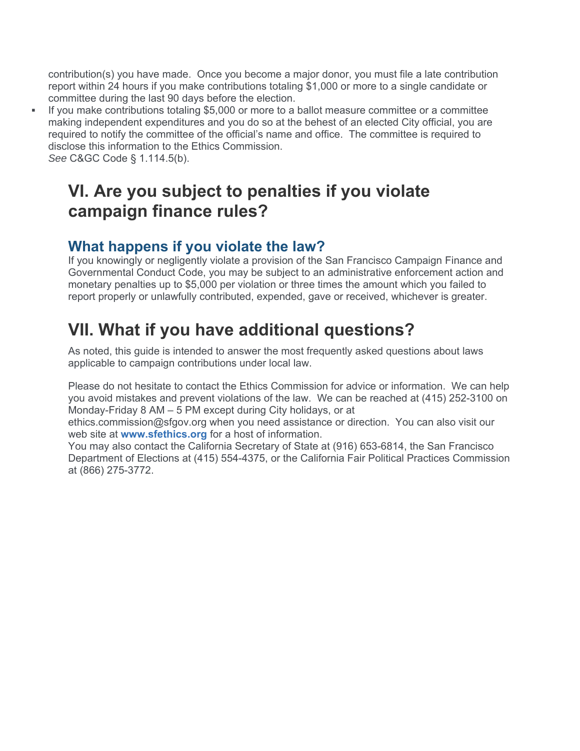contribution(s) you have made. Once you become a major donor, you must file a late contribution report within 24 hours if you make contributions totaling $1,000 or more to a single candidate or committee during the last 90 days before the election.

- If you make contributions totaling $5,000 or more to a ballot measure committee or a committee making independent expenditures and you do so at the behest of an elected City official, you are required to notify the committee of the official's name and office. The committee is required to disclose this information to the Ethics Commission.
  *See* C&GC Code § 1.114.5(b).

# VI. Are you subject to penalties if you violate campaign finance rules?

## What happens if you violate the law?

If you knowingly or negligently violate a provision of the San Francisco Campaign Finance and Governmental Conduct Code, you may be subject to an administrative enforcement action and monetary penalties up to $5,000 per violation or three times the amount which you failed to report properly or unlawfully contributed, expended, gave or received, whichever is greater.

# VII. What if you have additional questions?

As noted, this guide is intended to answer the most frequently asked questions about laws applicable to campaign contributions under local law.

Please do not hesitate to contact the Ethics Commission for advice or information. We can help you avoid mistakes and prevent violations of the law. We can be reached at (415) 252-3100 on Monday-Friday 8 AM – 5 PM except during City holidays, or at ethics.commission@sfgov.org when you need assistance or direction. You can also visit our web site at **www.sfethics.org** for a host of information.
You may also contact the California Secretary of State at (916) 653-6814, the San Francisco Department of Elections at (415) 554-4375, or the California Fair Political Practices Commission at (866) 275-3772.